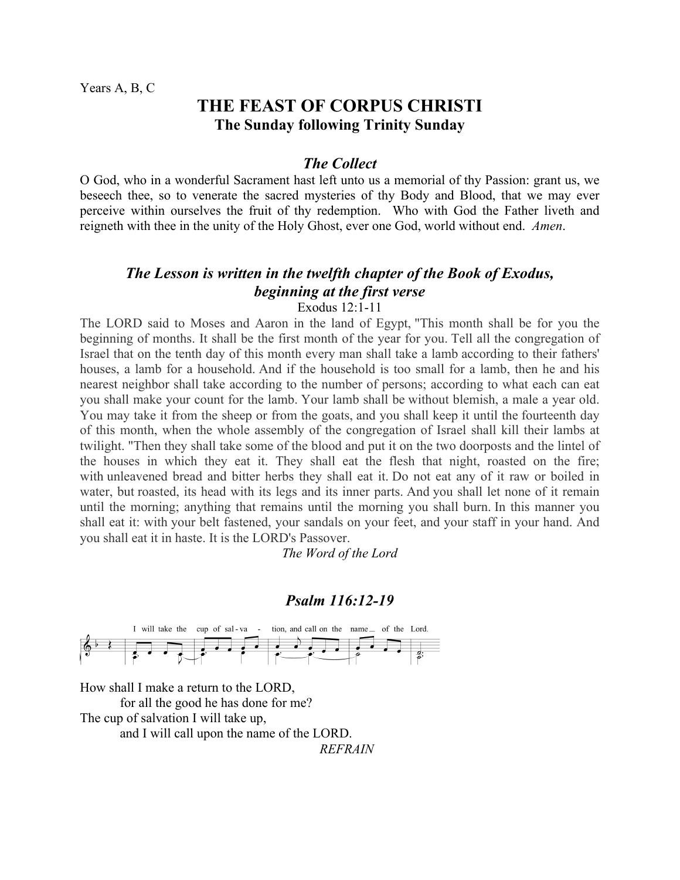Years A, B, C

# THE FEAST OF CORPUS CHRISTI

## The Sunday following Trinity Sunday

### *The Collect*

O God, who in a wonderful Sacrament hast left unto us a memorial of thy Passion: grant us, we beseech thee, so to venerate the sacred mysteries of thy Body and Blood, that we may ever perceive within ourselves the fruit of thy redemption. Who with God the Father liveth and reigneth with thee in the unity of the Holy Ghost, ever one God, world without end. *Amen*.

### *The Lesson is written in the twelfth chapter of the Book of Exodus, beginning at the first verse*

Exodus 12:1-11

The LORD said to Moses and Aaron in the land of Egypt, "This month shall be for you the beginning of months. It shall be the first month of the year for you. Tell all the congregation of Israel that on the tenth day of this month every man shall take a lamb according to their fathers' houses, a lamb for a household. And if the household is too small for a lamb, then he and his nearest neighbor shall take according to the number of persons; according to what each can eat you shall make your count for the lamb. Your lamb shall be without blemish, a male a year old. You may take it from the sheep or from the goats, and you shall keep it until the fourteenth day of this month, when the whole assembly of the congregation of Israel shall kill their lambs at twilight. "Then they shall take some of the blood and put it on the two doorposts and the lintel of the houses in which they eat it. They shall eat the flesh that night, roasted on the fire; with unleavened bread and bitter herbs they shall eat it. Do not eat any of it raw or boiled in water, but roasted, its head with its legs and its inner parts. And you shall let none of it remain until the morning; anything that remains until the morning you shall burn. In this manner you shall eat it: with your belt fastened, your sandals on your feet, and your staff in your hand. And you shall eat it in haste. It is the LORD's Passover.

*The Word of the Lord*

### *Psalm 116:12-19*

I will take the cup of sal - va - tion, and call on the name of the Lord.

How shall I make a return to the LORD,
for all the good he has done for me?
The cup of salvation I will take up,
and I will call upon the name of the LORD.

*REFRAIN*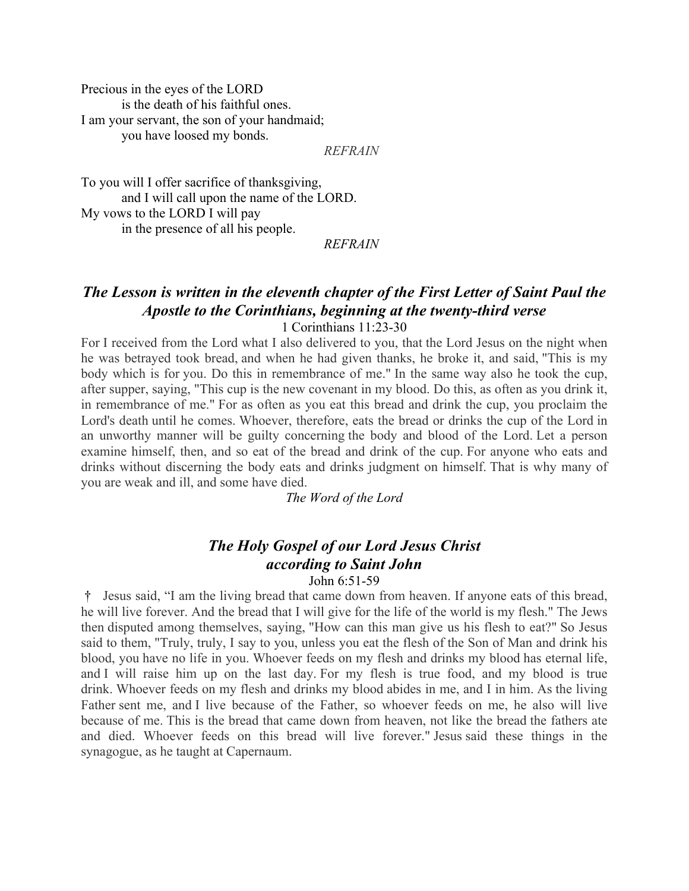Precious in the eyes of the LORD
    is the death of his faithful ones.
I am your servant, the son of your handmaid;
    you have loosed my bonds.

*REFRAIN*

To you will I offer sacrifice of thanksgiving,
    and I will call upon the name of the LORD.
My vows to the LORD I will pay
    in the presence of all his people.

*REFRAIN*

## *The Lesson is written in the eleventh chapter of the First Letter of Saint Paul the Apostle to the Corinthians, beginning at the twenty-third verse*

1 Corinthians 11:23-30

For I received from the Lord what I also delivered to you, that the Lord Jesus on the night when he was betrayed took bread, and when he had given thanks, he broke it, and said, "This is my body which is for you. Do this in remembrance of me." In the same way also he took the cup, after supper, saying, "This cup is the new covenant in my blood. Do this, as often as you drink it, in remembrance of me." For as often as you eat this bread and drink the cup, you proclaim the Lord's death until he comes. Whoever, therefore, eats the bread or drinks the cup of the Lord in an unworthy manner will be guilty concerning the body and blood of the Lord. Let a person examine himself, then, and so eat of the bread and drink of the cup. For anyone who eats and drinks without discerning the body eats and drinks judgment on himself. That is why many of you are weak and ill, and some have died.

*The Word of the Lord*

## *The Holy Gospel of our Lord Jesus Christ according to Saint John*

John 6:51-59

† Jesus said, "I am the living bread that came down from heaven. If anyone eats of this bread, he will live forever. And the bread that I will give for the life of the world is my flesh." The Jews then disputed among themselves, saying, "How can this man give us his flesh to eat?" So Jesus said to them, "Truly, truly, I say to you, unless you eat the flesh of the Son of Man and drink his blood, you have no life in you. Whoever feeds on my flesh and drinks my blood has eternal life, and I will raise him up on the last day. For my flesh is true food, and my blood is true drink. Whoever feeds on my flesh and drinks my blood abides in me, and I in him. As the living Father sent me, and I live because of the Father, so whoever feeds on me, he also will live because of me. This is the bread that came down from heaven, not like the bread the fathers ate and died. Whoever feeds on this bread will live forever." Jesus said these things in the synagogue, as he taught at Capernaum.